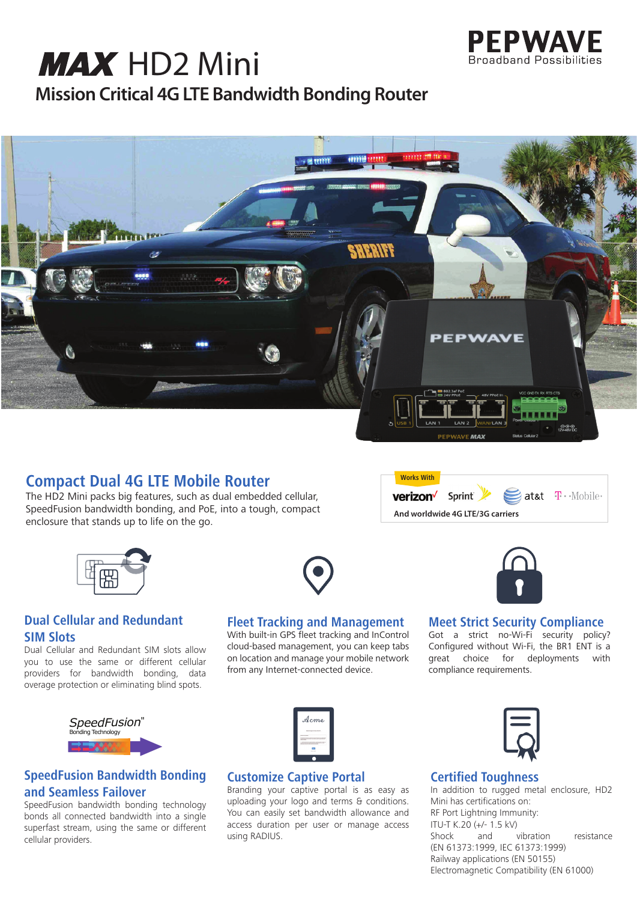# MAX HD2 Mini

PEPWAVE
Broadband Possibilities

## Mission Critical 4G LTE Bandwidth Bonding Router

## Compact Dual 4G LTE Mobile Router

The HD2 Mini packs big features, such as dual embedded cellular, SpeedFusion bandwidth bonding, and PoE, into a tough, compact enclosure that stands up to life on the go.

Works With
verizon Sprint at&t T-Mobile
And worldwide 4G LTE/3G carriers

### Dual Cellular and Redundant SIM Slots

Dual Cellular and Redundant SIM slots allow you to use the same or different cellular providers for bandwidth bonding, data overage protection or eliminating blind spots.

### Fleet Tracking and Management

With built-in GPS fleet tracking and InControl cloud-based management, you can keep tabs on location and manage your mobile network from any Internet-connected device.

### Meet Strict Security Compliance

Got a strict no-Wi-Fi security policy? Configured without Wi-Fi, the BR1 ENT is a great choice for deployments with compliance requirements.

### SpeedFusion Bandwidth Bonding and Seamless Failover

SpeedFusion bandwidth bonding technology bonds all connected bandwidth into a single superfast stream, using the same or different cellular providers.

### Customize Captive Portal

Branding your captive portal is as easy as uploading your logo and terms & conditions. You can easily set bandwidth allowance and access duration per user or manage access using RADIUS.

### Certified Toughness

In addition to rugged metal enclosure, HD2 Mini has certifications on:
RF Port Lightning Immunity:
ITU-T K.20 (+/- 1.5 kV)
Shock and vibration resistance (EN 61373:1999, IEC 61373:1999)
Railway applications (EN 50155)
Electromagnetic Compatibility (EN 61000)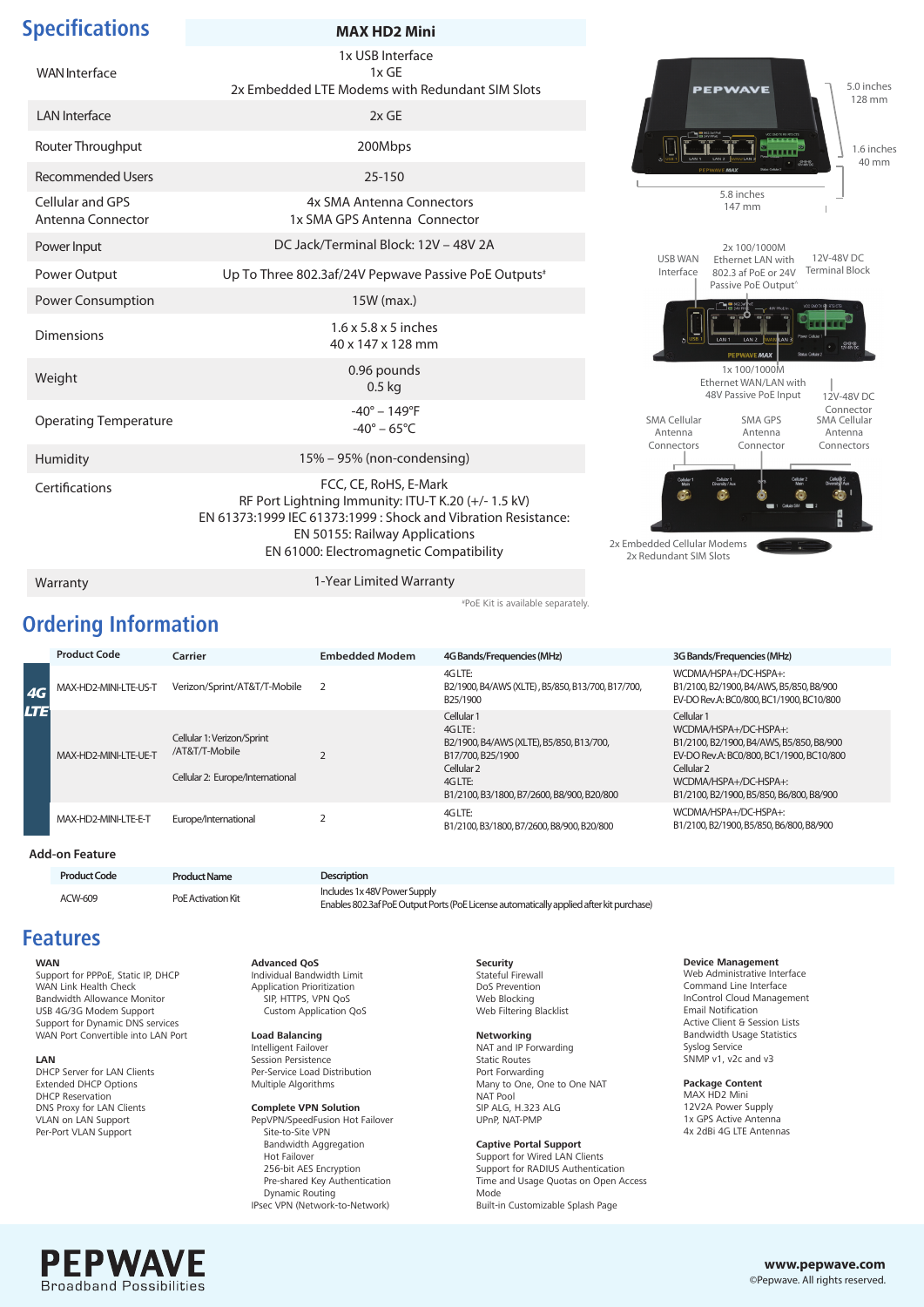## Specifications

| | MAX HD2 Mini |
|---|---|
| WAN Interface | 1x USB Interface<br>1x GE<br>2x Embedded LTE Modems with Redundant SIM Slots |
| LAN Interface | 2x GE |
| Router Throughput | 200Mbps |
| Recommended Users | 25-150 |
| Cellular and GPS Antenna Connector | 4x SMA Antenna Connectors<br>1x SMA GPS Antenna Connector |
| Power Input | DC Jack/Terminal Block: 12V – 48V 2A |
| Power Output | Up To Three 802.3af/24V Pepwave Passive PoE Outputs* |
| Power Consumption | 15W (max.) |
| Dimensions | 1.6 x 5.8 x 5 inches<br>40 x 147 x 128 mm |
| Weight | 0.96 pounds<br>0.5 kg |
| Operating Temperature | -40° – 149°F<br>-40° – 65°C |
| Humidity | 15% – 95% (non-condensing) |
| Certifications | FCC, CE, RoHS, E-Mark<br>RF Port Lightning Immunity: ITU-T K.20 (+/- 1.5 kV)<br>EN 61373:1999 IEC 61373:1999 : Shock and Vibration Resistance:<br>EN 50155: Railway Applications<br>EN 61000: Electromagnetic Compatibility |
| Warranty | 1-Year Limited Warranty |

*PoE Kit is available separately.

5.0 inches
128 mm

1.6 inches
40 mm

5.8 inches
147 mm

USB WAN Interface

2x 100/1000M Ethernet LAN with 802.3 af PoE or 24V Passive PoE Output^

12V-48V DC Terminal Block

1x 100/1000M Ethernet WAN/LAN with 48V Passive PoE Input

12V-48V DC Connector

SMA Cellular Antenna Connectors

SMA GPS Antenna Connector

SMA Cellular Antenna Connectors

2x Embedded Cellular Modems
2x Redundant SIM Slots

## Ordering Information

| | Product Code | Carrier | Embedded Modem | 4G Bands/Frequencies (MHz) | 3G Bands/Frequencies (MHz) |
|---|---|---|---|---|---|
| 4G LTE | MAX-HD2-MINI-LTE-US-T | Verizon/Sprint/AT&T/T-Mobile | 2 | 4G LTE:<br>B2/1900, B4/AWS (XLTE) , B5/850, B13/700, B17/700, B25/1900 | WCDMA/HSPA+/DC-HSPA+:<br>B1/2100, B2/1900, B4/AWS, B5/850, B8/900<br>EV-DO Rev.A: BC0/800, BC1/1900, BC10/800 |
| | MAX-HD2-MINI-LTE-UE-T | Cellular 1: Verizon/Sprint /AT&T/T-Mobile<br><br>Cellular 2: Europe/International | 2 | Cellular 1<br>4G LTE :<br>B2/1900, B4/AWS (XLTE), B5/850, B13/700, B17/700, B25/1900<br>Cellular 2<br>4G LTE:<br>B1/2100, B3/1800, B7/2600, B8/900, B20/800 | Cellular 1<br>WCDMA/HSPA+/DC-HSPA+:<br>B1/2100, B2/1900, B4/AWS, B5/850, B8/900<br>EV-DO Rev.A: BC0/800, BC1/1900, BC10/800<br>Cellular 2<br>WCDMA/HSPA+/DC-HSPA+:<br>B1/2100, B2/1900, B5/850, B6/800, B8/900 |
| | MAX-HD2-MINI-LTE-E-T | Europe/International | 2 | 4G LTE:<br>B1/2100, B3/1800, B7/2600, B8/900, B20/800 | WCDMA/HSPA+/DC-HSPA+:<br>B1/2100, B2/1900, B5/850, B6/800, B8/900 |

### Add-on Feature

| Product Code | Product Name | Description |
|---|---|---|
| ACW-609 | PoE Activation Kit | Includes 1x 48V Power Supply<br>Enables 802.3af PoE Output Ports (PoE License automatically applied after kit purchase) |

## Features

**WAN**
- Support for PPPoE, Static IP, DHCP
- WAN Link Health Check
- Bandwidth Allowance Monitor
- USB 4G/3G Modem Support
- Support for Dynamic DNS services
- WAN Port Convertible into LAN Port

**LAN**
- DHCP Server for LAN Clients
- Extended DHCP Options
- DHCP Reservation
- DNS Proxy for LAN Clients
- VLAN on LAN Support
- Per-Port VLAN Support

**Advanced QoS**
- Individual Bandwidth Limit
- Application Prioritization
  - SIP, HTTPS, VPN QoS
  - Custom Application QoS

**Load Balancing**
- Intelligent Failover
- Session Persistence
- Per-Service Load Distribution
- Multiple Algorithms

**Complete VPN Solution**
- PepVPN/SpeedFusion Hot Failover
  - Site-to-Site VPN
  - Bandwidth Aggregation
  - Hot Failover
  - 256-bit AES Encryption
  - Pre-shared Key Authentication
  - Dynamic Routing
- IPsec VPN (Network-to-Network)

**Security**
- Stateful Firewall
- DoS Prevention
- Web Blocking
- Web Filtering Blacklist

**Networking**
- NAT and IP Forwarding
- Static Routes
- Port Forwarding
- Many to One, One to One NAT
- NAT Pool
- SIP ALG, H.323 ALG
- UPnP, NAT-PMP

**Captive Portal Support**
- Support for Wired LAN Clients
- Support for RADIUS Authentication
- Time and Usage Quotas on Open Access Mode
- Built-in Customizable Splash Page

**Device Management**
- Web Administrative Interface
- Command Line Interface
- InControl Cloud Management
- Email Notification
- Active Client & Session Lists
- Bandwidth Usage Statistics
- Syslog Service
- SNMP v1, v2c and v3

**Package Content**
- MAX HD2 Mini
- 12V2A Power Supply
- 1x GPS Active Antenna
- 4x 2dBi 4G LTE Antennas

PEPWAVE
Broadband Possibilities

www.pepwave.com
©Pepwave. All rights reserved.